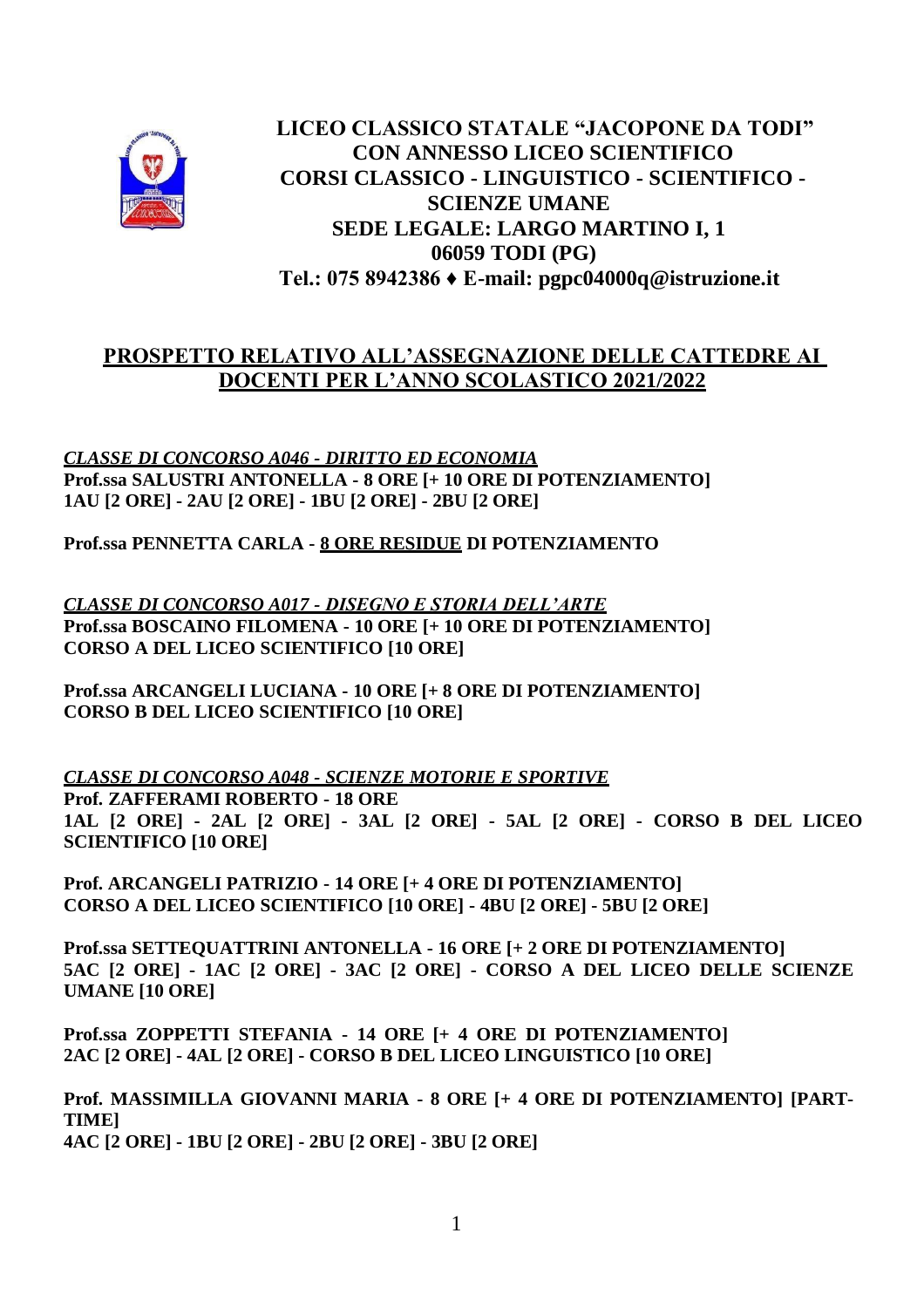**LICEO CLASSICO STATALE "JACOPONE DA TODI"**
**CON ANNESSO LICEO SCIENTIFICO**
**CORSI CLASSICO - LINGUISTICO - SCIENTIFICO - SCIENZE UMANE**
**SEDE LEGALE: LARGO MARTINO I, 1**
**06059 TODI (PG)**
**Tel.: 075 8942386 ♦ E-mail: pgpc04000q@istruzione.it**

## PROSPETTO RELATIVO ALL'ASSEGNAZIONE DELLE CATTEDRE AI DOCENTI PER L'ANNO SCOLASTICO 2021/2022

***CLASSE DI CONCORSO A046 - DIRITTO ED ECONOMIA***
**Prof.ssa SALUSTRI ANTONELLA - 8 ORE [+ 10 ORE DI POTENZIAMENTO]**
**1AU [2 ORE] - 2AU [2 ORE] - 1BU [2 ORE] - 2BU [2 ORE]**

**Prof.ssa PENNETTA CARLA - 8 ORE RESIDUE DI POTENZIAMENTO**

***CLASSE DI CONCORSO A017 - DISEGNO E STORIA DELL'ARTE***
**Prof.ssa BOSCAINO FILOMENA - 10 ORE [+ 10 ORE DI POTENZIAMENTO]**
**CORSO A DEL LICEO SCIENTIFICO [10 ORE]**

**Prof.ssa ARCANGELI LUCIANA - 10 ORE [+ 8 ORE DI POTENZIAMENTO]**
**CORSO B DEL LICEO SCIENTIFICO [10 ORE]**

***CLASSE DI CONCORSO A048 - SCIENZE MOTORIE E SPORTIVE***
**Prof. ZAFFERAMI ROBERTO - 18 ORE**
**1AL [2 ORE] - 2AL [2 ORE] - 3AL [2 ORE] - 5AL [2 ORE] - CORSO B DEL LICEO SCIENTIFICO [10 ORE]**

**Prof. ARCANGELI PATRIZIO - 14 ORE [+ 4 ORE DI POTENZIAMENTO]**
**CORSO A DEL LICEO SCIENTIFICO [10 ORE] - 4BU [2 ORE] - 5BU [2 ORE]**

**Prof.ssa SETTEQUATTRINI ANTONELLA - 16 ORE [+ 2 ORE DI POTENZIAMENTO]**
**5AC [2 ORE] - 1AC [2 ORE] - 3AC [2 ORE] - CORSO A DEL LICEO DELLE SCIENZE UMANE [10 ORE]**

**Prof.ssa ZOPPETTI STEFANIA - 14 ORE [+ 4 ORE DI POTENZIAMENTO]**
**2AC [2 ORE] - 4AL [2 ORE] - CORSO B DEL LICEO LINGUISTICO [10 ORE]**

**Prof. MASSIMILLA GIOVANNI MARIA - 8 ORE [+ 4 ORE DI POTENZIAMENTO] [PART-TIME]**
**4AC [2 ORE] - 1BU [2 ORE] - 2BU [2 ORE] - 3BU [2 ORE]**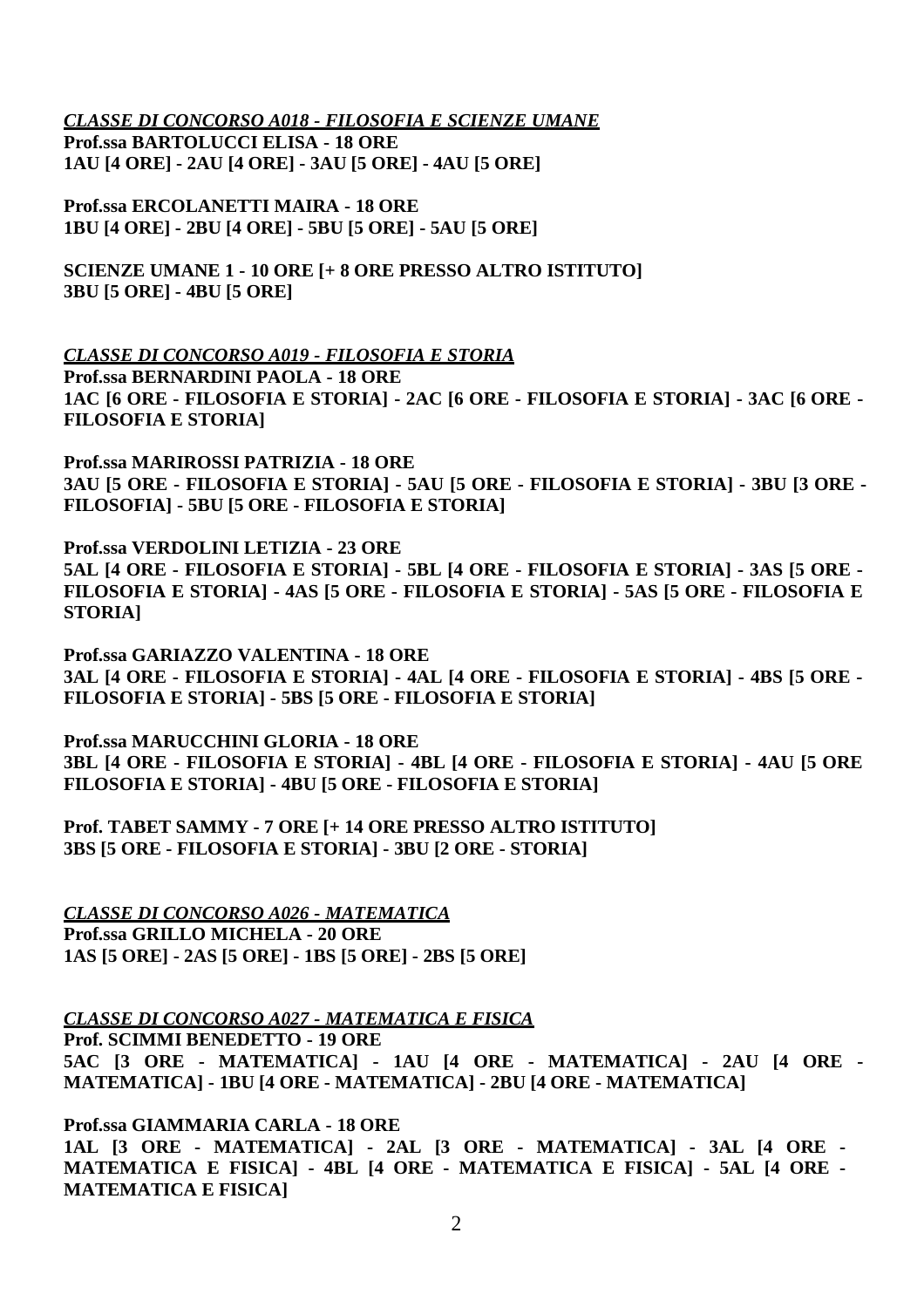***CLASSE DI CONCORSO A018 - FILOSOFIA E SCIENZE UMANE***

**Prof.ssa BARTOLUCCI ELISA - 18 ORE**
**1AU [4 ORE] - 2AU [4 ORE] - 3AU [5 ORE] - 4AU [5 ORE]**

**Prof.ssa ERCOLANETTI MAIRA - 18 ORE**
**1BU [4 ORE] - 2BU [4 ORE] - 5BU [5 ORE] - 5AU [5 ORE]**

**SCIENZE UMANE 1 - 10 ORE [+ 8 ORE PRESSO ALTRO ISTITUTO]**
**3BU [5 ORE] - 4BU [5 ORE]**

***CLASSE DI CONCORSO A019 - FILOSOFIA E STORIA***

**Prof.ssa BERNARDINI PAOLA - 18 ORE**
**1AC [6 ORE - FILOSOFIA E STORIA] - 2AC [6 ORE - FILOSOFIA E STORIA] - 3AC [6 ORE - FILOSOFIA E STORIA]**

**Prof.ssa MARIROSSI PATRIZIA - 18 ORE**
**3AU [5 ORE - FILOSOFIA E STORIA] - 5AU [5 ORE - FILOSOFIA E STORIA] - 3BU [3 ORE - FILOSOFIA] - 5BU [5 ORE - FILOSOFIA E STORIA]**

**Prof.ssa VERDOLINI LETIZIA - 23 ORE**
**5AL [4 ORE - FILOSOFIA E STORIA] - 5BL [4 ORE - FILOSOFIA E STORIA] - 3AS [5 ORE - FILOSOFIA E STORIA] - 4AS [5 ORE - FILOSOFIA E STORIA] - 5AS [5 ORE - FILOSOFIA E STORIA]**

**Prof.ssa GARIAZZO VALENTINA - 18 ORE**
**3AL [4 ORE - FILOSOFIA E STORIA] - 4AL [4 ORE - FILOSOFIA E STORIA] - 4BS [5 ORE - FILOSOFIA E STORIA] - 5BS [5 ORE - FILOSOFIA E STORIA]**

**Prof.ssa MARUCCHINI GLORIA - 18 ORE**
**3BL [4 ORE - FILOSOFIA E STORIA] - 4BL [4 ORE - FILOSOFIA E STORIA] - 4AU [5 ORE FILOSOFIA E STORIA] - 4BU [5 ORE - FILOSOFIA E STORIA]**

**Prof. TABET SAMMY - 7 ORE [+ 14 ORE PRESSO ALTRO ISTITUTO]**
**3BS [5 ORE - FILOSOFIA E STORIA] - 3BU [2 ORE - STORIA]**

***CLASSE DI CONCORSO A026 - MATEMATICA***

**Prof.ssa GRILLO MICHELA - 20 ORE**
**1AS [5 ORE] - 2AS [5 ORE] - 1BS [5 ORE] - 2BS [5 ORE]**

***CLASSE DI CONCORSO A027 - MATEMATICA E FISICA***

**Prof. SCIMMI BENEDETTO - 19 ORE**
**5AC [3 ORE - MATEMATICA] - 1AU [4 ORE - MATEMATICA] - 2AU [4 ORE - MATEMATICA] - 1BU [4 ORE - MATEMATICA] - 2BU [4 ORE - MATEMATICA]**

**Prof.ssa GIAMMARIA CARLA - 18 ORE**
**1AL [3 ORE - MATEMATICA] - 2AL [3 ORE - MATEMATICA] - 3AL [4 ORE - MATEMATICA E FISICA] - 4BL [4 ORE - MATEMATICA E FISICA] - 5AL [4 ORE - MATEMATICA E FISICA]**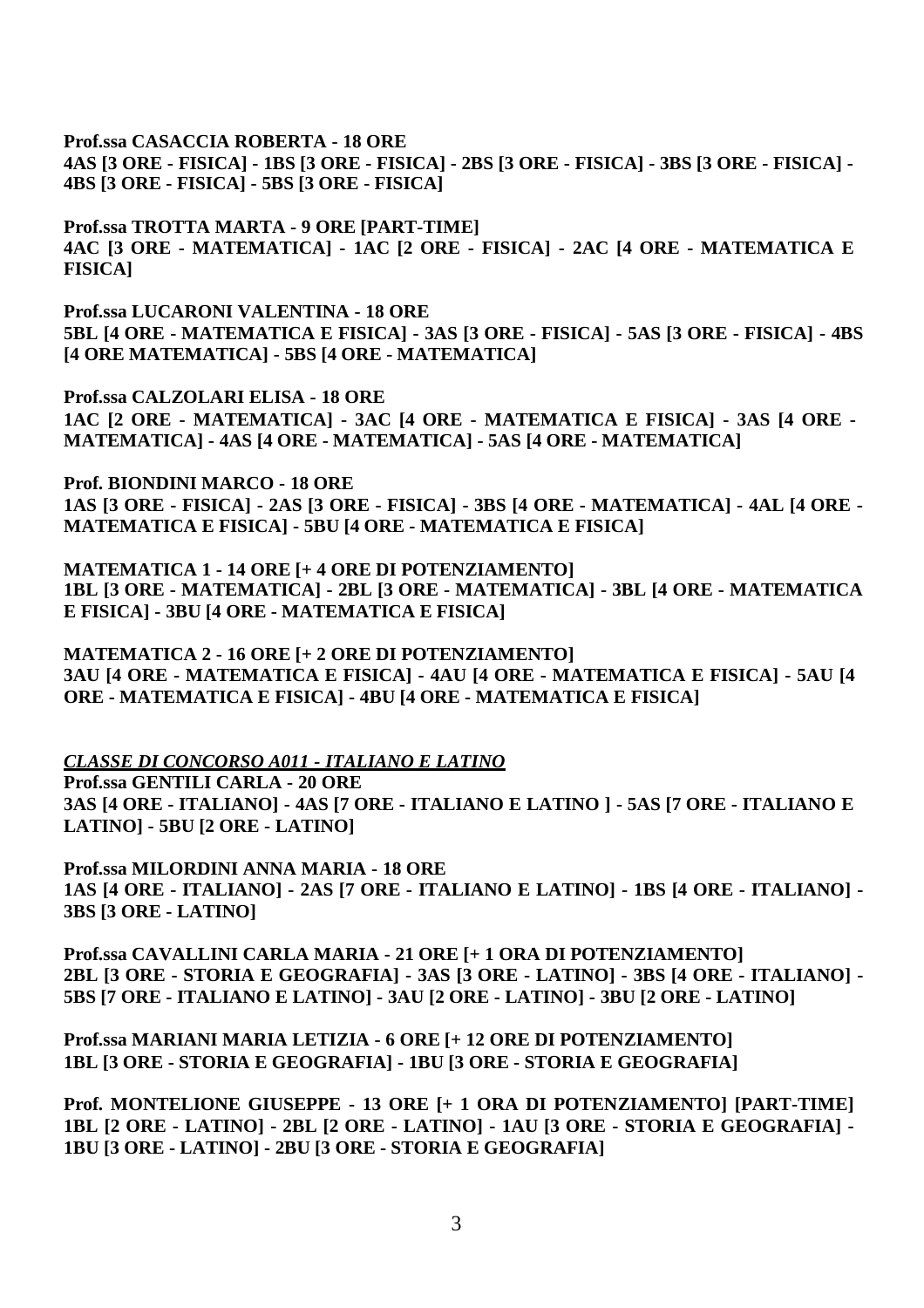**Prof.ssa CASACCIA ROBERTA - 18 ORE**
**4AS [3 ORE - FISICA] - 1BS [3 ORE - FISICA] - 2BS [3 ORE - FISICA] - 3BS [3 ORE - FISICA] - 4BS [3 ORE - FISICA] - 5BS [3 ORE - FISICA]**

**Prof.ssa TROTTA MARTA - 9 ORE [PART-TIME]**
**4AC [3 ORE - MATEMATICA] - 1AC [2 ORE - FISICA] - 2AC [4 ORE - MATEMATICA E FISICA]**

**Prof.ssa LUCARONI VALENTINA - 18 ORE**
**5BL [4 ORE - MATEMATICA E FISICA] - 3AS [3 ORE - FISICA] - 5AS [3 ORE - FISICA] - 4BS [4 ORE MATEMATICA] - 5BS [4 ORE - MATEMATICA]**

**Prof.ssa CALZOLARI ELISA - 18 ORE**
**1AC [2 ORE - MATEMATICA] - 3AC [4 ORE - MATEMATICA E FISICA] - 3AS [4 ORE - MATEMATICA] - 4AS [4 ORE - MATEMATICA] - 5AS [4 ORE - MATEMATICA]**

**Prof. BIONDINI MARCO - 18 ORE**
**1AS [3 ORE - FISICA] - 2AS [3 ORE - FISICA] - 3BS [4 ORE - MATEMATICA] - 4AL [4 ORE - MATEMATICA E FISICA] - 5BU [4 ORE - MATEMATICA E FISICA]**

**MATEMATICA 1 - 14 ORE [+ 4 ORE DI POTENZIAMENTO]**
**1BL [3 ORE - MATEMATICA] - 2BL [3 ORE - MATEMATICA] - 3BL [4 ORE - MATEMATICA E FISICA] - 3BU [4 ORE - MATEMATICA E FISICA]**

**MATEMATICA 2 - 16 ORE [+ 2 ORE DI POTENZIAMENTO]**
**3AU [4 ORE - MATEMATICA E FISICA] - 4AU [4 ORE - MATEMATICA E FISICA] - 5AU [4 ORE - MATEMATICA E FISICA] - 4BU [4 ORE - MATEMATICA E FISICA]**

***CLASSE DI CONCORSO A011 - ITALIANO E LATINO***

**Prof.ssa GENTILI CARLA - 20 ORE**
**3AS [4 ORE - ITALIANO] - 4AS [7 ORE - ITALIANO E LATINO ] - 5AS [7 ORE - ITALIANO E LATINO] - 5BU [2 ORE - LATINO]**

**Prof.ssa MILORDINI ANNA MARIA - 18 ORE**
**1AS [4 ORE - ITALIANO] - 2AS [7 ORE - ITALIANO E LATINO] - 1BS [4 ORE - ITALIANO] - 3BS [3 ORE - LATINO]**

**Prof.ssa CAVALLINI CARLA MARIA - 21 ORE [+ 1 ORA DI POTENZIAMENTO]**
**2BL [3 ORE - STORIA E GEOGRAFIA] - 3AS [3 ORE - LATINO] - 3BS [4 ORE - ITALIANO] - 5BS [7 ORE - ITALIANO E LATINO] - 3AU [2 ORE - LATINO] - 3BU [2 ORE - LATINO]**

**Prof.ssa MARIANI MARIA LETIZIA - 6 ORE [+ 12 ORE DI POTENZIAMENTO]**
**1BL [3 ORE - STORIA E GEOGRAFIA] - 1BU [3 ORE - STORIA E GEOGRAFIA]**

**Prof. MONTELIONE GIUSEPPE - 13 ORE [+ 1 ORA DI POTENZIAMENTO] [PART-TIME]**
**1BL [2 ORE - LATINO] - 2BL [2 ORE - LATINO] - 1AU [3 ORE - STORIA E GEOGRAFIA] - 1BU [3 ORE - LATINO] - 2BU [3 ORE - STORIA E GEOGRAFIA]**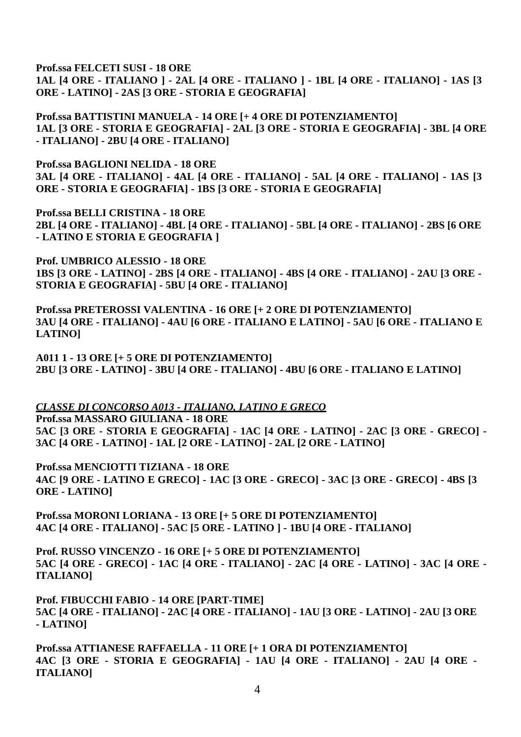**Prof.ssa FELCETI SUSI - 18 ORE**
**1AL [4 ORE - ITALIANO ] - 2AL [4 ORE - ITALIANO ] - 1BL [4 ORE - ITALIANO] - 1AS [3 ORE - LATINO] - 2AS [3 ORE - STORIA E GEOGRAFIA]**

**Prof.ssa BATTISTINI MANUELA - 14 ORE [+ 4 ORE DI POTENZIAMENTO]**
**1AL [3 ORE - STORIA E GEOGRAFIA] - 2AL [3 ORE - STORIA E GEOGRAFIA] - 3BL [4 ORE - ITALIANO] - 2BU [4 ORE - ITALIANO]**

**Prof.ssa BAGLIONI NELIDA - 18 ORE**
**3AL [4 ORE - ITALIANO] - 4AL [4 ORE - ITALIANO] - 5AL [4 ORE - ITALIANO] - 1AS [3 ORE - STORIA E GEOGRAFIA] - 1BS [3 ORE - STORIA E GEOGRAFIA]**

**Prof.ssa BELLI CRISTINA - 18 ORE**
**2BL [4 ORE - ITALIANO] - 4BL [4 ORE - ITALIANO] - 5BL [4 ORE - ITALIANO] - 2BS [6 ORE - LATINO E STORIA E GEOGRAFIA ]**

**Prof. UMBRICO ALESSIO - 18 ORE**
**1BS [3 ORE - LATINO] - 2BS [4 ORE - ITALIANO] - 4BS [4 ORE - ITALIANO] - 2AU [3 ORE - STORIA E GEOGRAFIA] - 5BU [4 ORE - ITALIANO]**

**Prof.ssa PRETEROSSI VALENTINA - 16 ORE [+ 2 ORE DI POTENZIAMENTO]**
**3AU [4 ORE - ITALIANO] - 4AU [6 ORE - ITALIANO E LATINO] - 5AU [6 ORE - ITALIANO E LATINO]**

**A011 1 - 13 ORE [+ 5 ORE DI POTENZIAMENTO]**
**2BU [3 ORE - LATINO] - 3BU [4 ORE - ITALIANO] - 4BU [6 ORE - ITALIANO E LATINO]**

***CLASSE DI CONCORSO A013 - ITALIANO, LATINO E GRECO***

**Prof.ssa MASSARO GIULIANA - 18 ORE**
**5AC [3 ORE - STORIA E GEOGRAFIA] - 1AC [4 ORE - LATINO] - 2AC [3 ORE - GRECO] - 3AC [4 ORE - LATINO] - 1AL [2 ORE - LATINO] - 2AL [2 ORE - LATINO]**

**Prof.ssa MENCIOTTI TIZIANA - 18 ORE**
**4AC [9 ORE - LATINO E GRECO] - 1AC [3 ORE - GRECO] - 3AC [3 ORE - GRECO] - 4BS [3 ORE - LATINO]**

**Prof.ssa MORONI LORIANA - 13 ORE [+ 5 ORE DI POTENZIAMENTO]**
**4AC [4 ORE - ITALIANO] - 5AC [5 ORE - LATINO ] - 1BU [4 ORE - ITALIANO]**

**Prof. RUSSO VINCENZO - 16 ORE [+ 5 ORE DI POTENZIAMENTO]**
**5AC [4 ORE - GRECO] - 1AC [4 ORE - ITALIANO] - 2AC [4 ORE - LATINO] - 3AC [4 ORE - ITALIANO]**

**Prof. FIBUCCHI FABIO - 14 ORE [PART-TIME]**
**5AC [4 ORE - ITALIANO] - 2AC [4 ORE - ITALIANO] - 1AU [3 ORE - LATINO] - 2AU [3 ORE - LATINO]**

**Prof.ssa ATTIANESE RAFFAELLA - 11 ORE [+ 1 ORA DI POTENZIAMENTO]**
**4AC [3 ORE - STORIA E GEOGRAFIA] - 1AU [4 ORE - ITALIANO] - 2AU [4 ORE - ITALIANO]**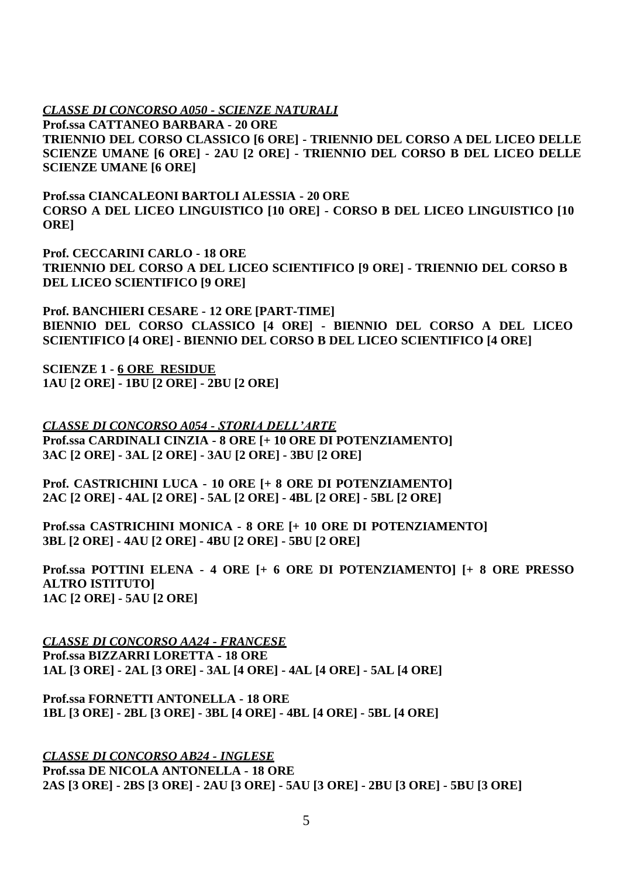***<u>CLASSE DI CONCORSO A050 - SCIENZE NATURALI</u>***

**Prof.ssa CATTANEO BARBARA - 20 ORE**
**TRIENNIO DEL CORSO CLASSICO [6 ORE] - TRIENNIO DEL CORSO A DEL LICEO DELLE SCIENZE UMANE [6 ORE] - 2AU [2 ORE] - TRIENNIO DEL CORSO B DEL LICEO DELLE SCIENZE UMANE [6 ORE]**

**Prof.ssa CIANCALEONI BARTOLI ALESSIA - 20 ORE**
**CORSO A DEL LICEO LINGUISTICO [10 ORE] - CORSO B DEL LICEO LINGUISTICO [10 ORE]**

**Prof. CECCARINI CARLO - 18 ORE**
**TRIENNIO DEL CORSO A DEL LICEO SCIENTIFICO [9 ORE] - TRIENNIO DEL CORSO B DEL LICEO SCIENTIFICO [9 ORE]**

**Prof. BANCHIERI CESARE - 12 ORE [PART-TIME]**
**BIENNIO DEL CORSO CLASSICO [4 ORE] - BIENNIO DEL CORSO A DEL LICEO SCIENTIFICO [4 ORE] - BIENNIO DEL CORSO B DEL LICEO SCIENTIFICO [4 ORE]**

**SCIENZE 1 - <u>6 ORE RESIDUE</u>**
**1AU [2 ORE] - 1BU [2 ORE] - 2BU [2 ORE]**

***<u>CLASSE DI CONCORSO A054 - STORIA DELL'ARTE</u>***

**Prof.ssa CARDINALI CINZIA - 8 ORE [+ 10 ORE DI POTENZIAMENTO]**
**3AC [2 ORE] - 3AL [2 ORE] - 3AU [2 ORE] - 3BU [2 ORE]**

**Prof. CASTRICHINI LUCA - 10 ORE [+ 8 ORE DI POTENZIAMENTO]**
**2AC [2 ORE] - 4AL [2 ORE] - 5AL [2 ORE] - 4BL [2 ORE] - 5BL [2 ORE]**

**Prof.ssa CASTRICHINI MONICA - 8 ORE [+ 10 ORE DI POTENZIAMENTO]**
**3BL [2 ORE] - 4AU [2 ORE] - 4BU [2 ORE] - 5BU [2 ORE]**

**Prof.ssa POTTINI ELENA - 4 ORE [+ 6 ORE DI POTENZIAMENTO] [+ 8 ORE PRESSO ALTRO ISTITUTO]**
**1AC [2 ORE] - 5AU [2 ORE]**

***<u>CLASSE DI CONCORSO AA24 - FRANCESE</u>***

**Prof.ssa BIZZARRI LORETTA - 18 ORE**
**1AL [3 ORE] - 2AL [3 ORE] - 3AL [4 ORE] - 4AL [4 ORE] - 5AL [4 ORE]**

**Prof.ssa FORNETTI ANTONELLA - 18 ORE**
**1BL [3 ORE] - 2BL [3 ORE] - 3BL [4 ORE] - 4BL [4 ORE] - 5BL [4 ORE]**

***<u>CLASSE DI CONCORSO AB24 - INGLESE</u>***

**Prof.ssa DE NICOLA ANTONELLA - 18 ORE**
**2AS [3 ORE] - 2BS [3 ORE] - 2AU [3 ORE] - 5AU [3 ORE] - 2BU [3 ORE] - 5BU [3 ORE]**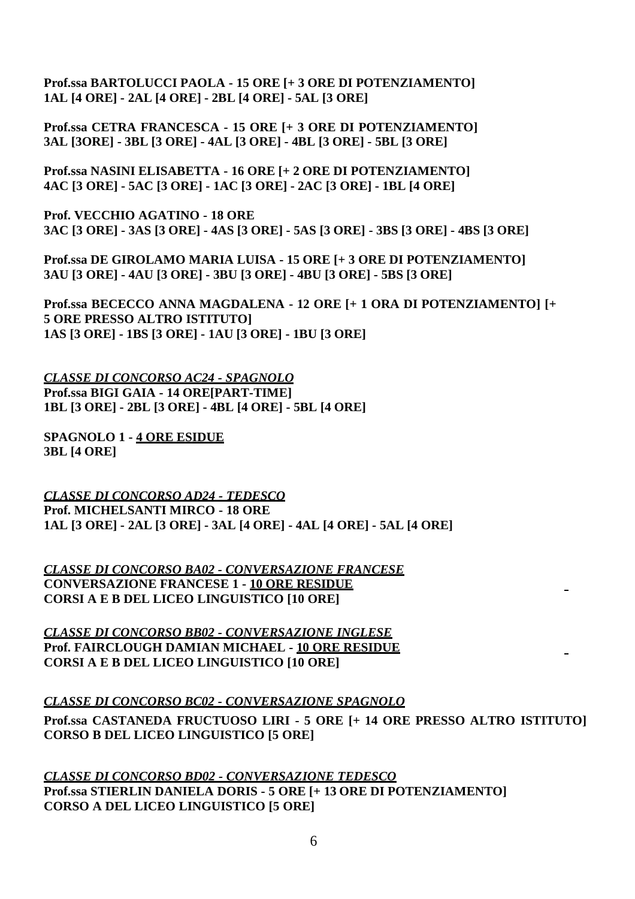**Prof.ssa BARTOLUCCI PAOLA - 15 ORE [+ 3 ORE DI POTENZIAMENTO]**
**1AL [4 ORE] - 2AL [4 ORE] - 2BL [4 ORE] - 5AL [3 ORE]**

**Prof.ssa CETRA FRANCESCA - 15 ORE [+ 3 ORE DI POTENZIAMENTO]**
**3AL [3ORE] - 3BL [3 ORE] - 4AL [3 ORE] - 4BL [3 ORE] - 5BL [3 ORE]**

**Prof.ssa NASINI ELISABETTA - 16 ORE [+ 2 ORE DI POTENZIAMENTO]**
**4AC [3 ORE] - 5AC [3 ORE] - 1AC [3 ORE] - 2AC [3 ORE] - 1BL [4 ORE]**

**Prof. VECCHIO AGATINO - 18 ORE**
**3AC [3 ORE] - 3AS [3 ORE] - 4AS [3 ORE] - 5AS [3 ORE] - 3BS [3 ORE] - 4BS [3 ORE]**

**Prof.ssa DE GIROLAMO MARIA LUISA - 15 ORE [+ 3 ORE DI POTENZIAMENTO]**
**3AU [3 ORE] - 4AU [3 ORE] - 3BU [3 ORE] - 4BU [3 ORE] - 5BS [3 ORE]**

**Prof.ssa BECECCO ANNA MAGDALENA - 12 ORE [+ 1 ORA DI POTENZIAMENTO] [+ 5 ORE PRESSO ALTRO ISTITUTO]**
**1AS [3 ORE] - 1BS [3 ORE] - 1AU [3 ORE] - 1BU [3 ORE]**

***CLASSE DI CONCORSO AC24 - SPAGNOLO***
**Prof.ssa BIGI GAIA - 14 ORE[PART-TIME]**
**1BL [3 ORE] - 2BL [3 ORE] - 4BL [4 ORE] - 5BL [4 ORE]**

**SPAGNOLO 1 - 4 ORE ESIDUE**
**3BL [4 ORE]**

***CLASSE DI CONCORSO AD24 - TEDESCO***
**Prof. MICHELSANTI MIRCO - 18 ORE**
**1AL [3 ORE] - 2AL [3 ORE] - 3AL [4 ORE] - 4AL [4 ORE] - 5AL [4 ORE]**

***CLASSE DI CONCORSO BA02 - CONVERSAZIONE FRANCESE***
**CONVERSAZIONE FRANCESE 1 - 10 ORE RESIDUE**
**CORSI A E B DEL LICEO LINGUISTICO [10 ORE]**

***CLASSE DI CONCORSO BB02 - CONVERSAZIONE INGLESE***
**Prof. FAIRCLOUGH DAMIAN MICHAEL - 10 ORE RESIDUE**
**CORSI A E B DEL LICEO LINGUISTICO [10 ORE]**

***CLASSE DI CONCORSO BC02 - CONVERSAZIONE SPAGNOLO***
**Prof.ssa CASTANEDA FRUCTUOSO LIRI - 5 ORE [+ 14 ORE PRESSO ALTRO ISTITUTO]**
**CORSO B DEL LICEO LINGUISTICO [5 ORE]**

***CLASSE DI CONCORSO BD02 - CONVERSAZIONE TEDESCO***
**Prof.ssa STIERLIN DANIELA DORIS - 5 ORE [+ 13 ORE DI POTENZIAMENTO]**
**CORSO A DEL LICEO LINGUISTICO [5 ORE]**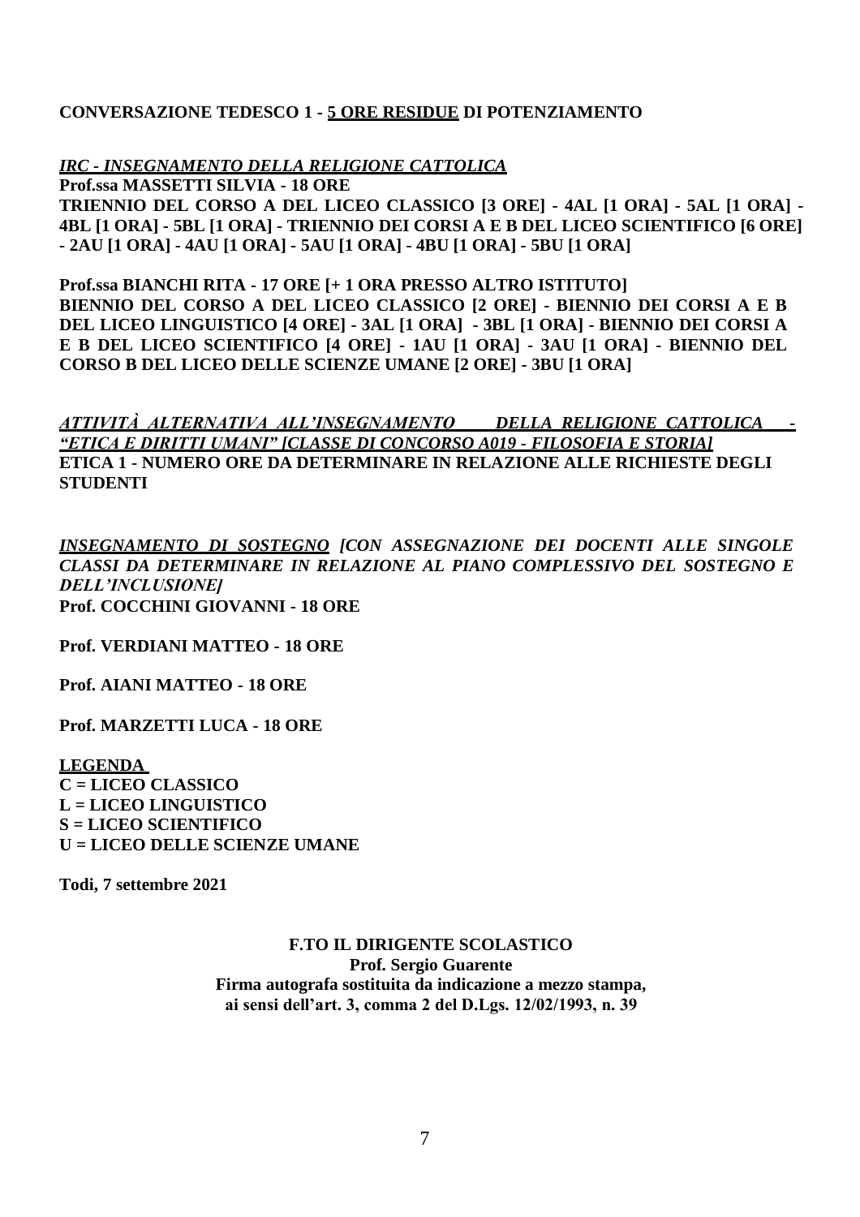**CONVERSAZIONE TEDESCO 1 - <u>5 ORE RESIDUE</u> DI POTENZIAMENTO**

***<u>IRC - INSEGNAMENTO DELLA RELIGIONE CATTOLICA</u>***
**Prof.ssa MASSETTI SILVIA - 18 ORE**
**TRIENNIO DEL CORSO A DEL LICEO CLASSICO [3 ORE] - 4AL [1 ORA] - 5AL [1 ORA] - 4BL [1 ORA] - 5BL [1 ORA] - TRIENNIO DEI CORSI A E B DEL LICEO SCIENTIFICO [6 ORE] - 2AU [1 ORA] - 4AU [1 ORA] - 5AU [1 ORA] - 4BU [1 ORA] - 5BU [1 ORA]**

**Prof.ssa BIANCHI RITA - 17 ORE [+ 1 ORA PRESSO ALTRO ISTITUTO]**
**BIENNIO DEL CORSO A DEL LICEO CLASSICO [2 ORE] - BIENNIO DEI CORSI A E B DEL LICEO LINGUISTICO [4 ORE] - 3AL [1 ORA] - 3BL [1 ORA] - BIENNIO DEI CORSI A E B DEL LICEO SCIENTIFICO [4 ORE] - 1AU [1 ORA] - 3AU [1 ORA] - BIENNIO DEL CORSO B DEL LICEO DELLE SCIENZE UMANE [2 ORE] - 3BU [1 ORA]**

***<u>ATTIVITÀ ALTERNATIVA ALL'INSEGNAMENTO DELLA RELIGIONE CATTOLICA - "ETICA E DIRITTI UMANI" [CLASSE DI CONCORSO A019 - FILOSOFIA E STORIA]</u>***
**ETICA 1 - NUMERO ORE DA DETERMINARE IN RELAZIONE ALLE RICHIESTE DEGLI STUDENTI**

***<u>INSEGNAMENTO DI SOSTEGNO</u> [CON ASSEGNAZIONE DEI DOCENTI ALLE SINGOLE CLASSI DA DETERMINARE IN RELAZIONE AL PIANO COMPLESSIVO DEL SOSTEGNO E DELL'INCLUSIONE]***
**Prof. COCCHINI GIOVANNI - 18 ORE**

**Prof. VERDIANI MATTEO - 18 ORE**

**Prof. AIANI MATTEO - 18 ORE**

**Prof. MARZETTI LUCA - 18 ORE**

**<u>LEGENDA</u>**
**C = LICEO CLASSICO**
**L = LICEO LINGUISTICO**
**S = LICEO SCIENTIFICO**
**U = LICEO DELLE SCIENZE UMANE**

**Todi, 7 settembre 2021**

**F.TO IL DIRIGENTE SCOLASTICO**
**Prof. Sergio Guarente**
**Firma autografa sostituita da indicazione a mezzo stampa, ai sensi dell'art. 3, comma 2 del D.Lgs. 12/02/1993, n. 39**